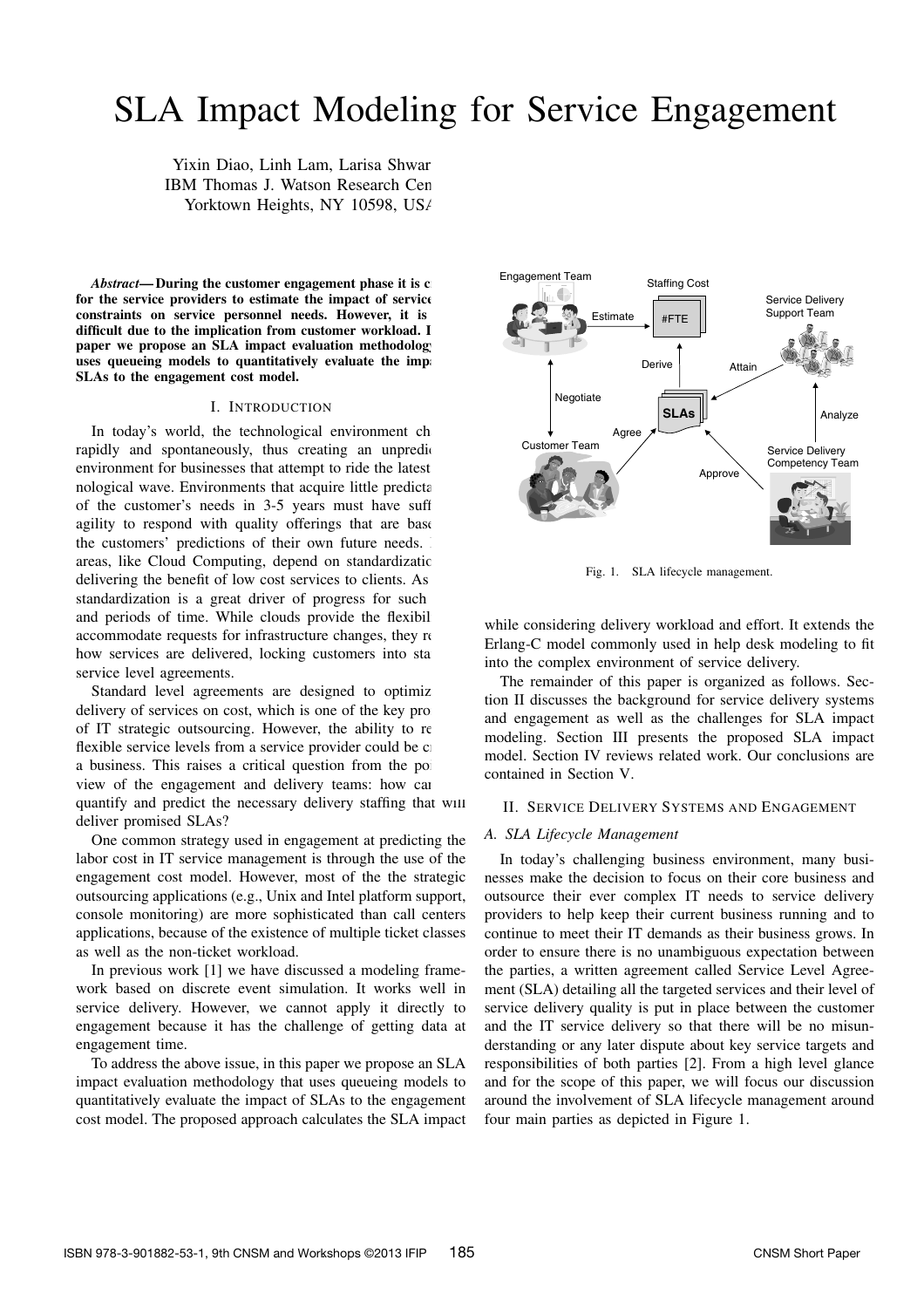# SLA Impact Modeling for Service Engagement

Yixin Diao, Linh Lam, Larisa Shwar
IBM Thomas J. Watson Research Cen
Yorktown Heights, NY 10598, US/

***Abstract*— During the customer engagement phase it is c for the service providers to estimate the impact of service constraints on service personnel needs. However, it is difficult due to the implication from customer workload. I paper we propose an SLA impact evaluation methodology uses queueing models to quantitatively evaluate the imp SLAs to the engagement cost model.**

## I. Introduction

In today's world, the technological environment ch rapidly and spontaneously, thus creating an unpredic environment for businesses that attempt to ride the latest nological wave. Environments that acquire little predicta of the customer's needs in 3-5 years must have suff agility to respond with quality offerings that are base the customers' predictions of their own future needs. areas, like Cloud Computing, depend on standardizatio delivering the benefit of low cost services to clients. As standardization is a great driver of progress for such and periods of time. While clouds provide the flexibil accommodate requests for infrastructure changes, they re how services are delivered, locking customers into sta service level agreements.

Standard level agreements are designed to optimiz delivery of services on cost, which is one of the key pro of IT strategic outsourcing. However, the ability to re flexible service levels from a service provider could be c a business. This raises a critical question from the po view of the engagement and delivery teams: how car quantify and predict the necessary delivery staffing that will deliver promised SLAs?

One common strategy used in engagement at predicting the labor cost in IT service management is through the use of the engagement cost model. However, most of the the strategic outsourcing applications (e.g., Unix and Intel platform support, console monitoring) are more sophisticated than call centers applications, because of the existence of multiple ticket classes as well as the non-ticket workload.

In previous work [1] we have discussed a modeling framework based on discrete event simulation. It works well in service delivery. However, we cannot apply it directly to engagement because it has the challenge of getting data at engagement time.

To address the above issue, in this paper we propose an SLA impact evaluation methodology that uses queueing models to quantitatively evaluate the impact of SLAs to the engagement cost model. The proposed approach calculates the SLA impact while considering delivery workload and effort. It extends the Erlang-C model commonly used in help desk modeling to fit into the complex environment of service delivery.

Fig. 1. SLA lifecycle management.

The remainder of this paper is organized as follows. Section II discusses the background for service delivery systems and engagement as well as the challenges for SLA impact modeling. Section III presents the proposed SLA impact model. Section IV reviews related work. Our conclusions are contained in Section V.

## II. Service Delivery Systems and Engagement

### *A. SLA Lifecycle Management*

In today's challenging business environment, many businesses make the decision to focus on their core business and outsource their ever complex IT needs to service delivery providers to help keep their current business running and to continue to meet their IT demands as their business grows. In order to ensure there is no unambiguous expectation between the parties, a written agreement called Service Level Agreement (SLA) detailing all the targeted services and their level of service delivery quality is put in place between the customer and the IT service delivery so that there will be no misunderstanding or any later dispute about key service targets and responsibilities of both parties [2]. From a high level glance and for the scope of this paper, we will focus our discussion around the involvement of SLA lifecycle management around four main parties as depicted in Figure 1.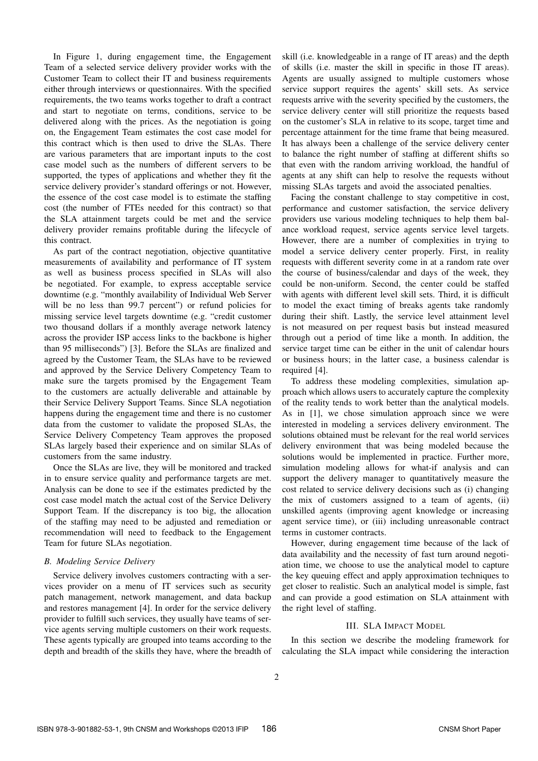In Figure 1, during engagement time, the Engagement Team of a selected service delivery provider works with the Customer Team to collect their IT and business requirements either through interviews or questionnaires. With the specified requirements, the two teams works together to draft a contract and start to negotiate on terms, conditions, service to be delivered along with the prices. As the negotiation is going on, the Engagement Team estimates the cost case model for this contract which is then used to drive the SLAs. There are various parameters that are important inputs to the cost case model such as the numbers of different servers to be supported, the types of applications and whether they fit the service delivery provider's standard offerings or not. However, the essence of the cost case model is to estimate the staffing cost (the number of FTEs needed for this contract) so that the SLA attainment targets could be met and the service delivery provider remains profitable during the lifecycle of this contract.

As part of the contract negotiation, objective quantitative measurements of availability and performance of IT system as well as business process specified in SLAs will also be negotiated. For example, to express acceptable service downtime (e.g. "monthly availability of Individual Web Server will be no less than 99.7 percent") or refund policies for missing service level targets downtime (e.g. "credit customer two thousand dollars if a monthly average network latency across the provider ISP access links to the backbone is higher than 95 milliseconds") [3]. Before the SLAs are finalized and agreed by the Customer Team, the SLAs have to be reviewed and approved by the Service Delivery Competency Team to make sure the targets promised by the Engagement Team to the customers are actually deliverable and attainable by their Service Delivery Support Teams. Since SLA negotiation happens during the engagement time and there is no customer data from the customer to validate the proposed SLAs, the Service Delivery Competency Team approves the proposed SLAs largely based their experience and on similar SLAs of customers from the same industry.

Once the SLAs are live, they will be monitored and tracked in to ensure service quality and performance targets are met. Analysis can be done to see if the estimates predicted by the cost case model match the actual cost of the Service Delivery Support Team. If the discrepancy is too big, the allocation of the staffing may need to be adjusted and remediation or recommendation will need to feedback to the Engagement Team for future SLAs negotiation.

### *B. Modeling Service Delivery*

Service delivery involves customers contracting with a services provider on a menu of IT services such as security patch management, network management, and data backup and restores management [4]. In order for the service delivery provider to fulfill such services, they usually have teams of service agents serving multiple customers on their work requests. These agents typically are grouped into teams according to the depth and breadth of the skills they have, where the breadth of skill (i.e. knowledgeable in a range of IT areas) and the depth of skills (i.e. master the skill in specific in those IT areas). Agents are usually assigned to multiple customers whose service support requires the agents' skill sets. As service requests arrive with the severity specified by the customers, the service delivery center will still prioritize the requests based on the customer's SLA in relative to its scope, target time and percentage attainment for the time frame that being measured. It has always been a challenge of the service delivery center to balance the right number of staffing at different shifts so that even with the random arriving workload, the handful of agents at any shift can help to resolve the requests without missing SLAs targets and avoid the associated penalties.

Facing the constant challenge to stay competitive in cost, performance and customer satisfaction, the service delivery providers use various modeling techniques to help them balance workload request, service agents service level targets. However, there are a number of complexities in trying to model a service delivery center properly. First, in reality requests with different severity come in at a random rate over the course of business/calendar and days of the week, they could be non-uniform. Second, the center could be staffed with agents with different level skill sets. Third, it is difficult to model the exact timing of breaks agents take randomly during their shift. Lastly, the service level attainment level is not measured on per request basis but instead measured through out a period of time like a month. In addition, the service target time can be either in the unit of calendar hours or business hours; in the latter case, a business calendar is required [4].

To address these modeling complexities, simulation approach which allows users to accurately capture the complexity of the reality tends to work better than the analytical models. As in [1], we chose simulation approach since we were interested in modeling a services delivery environment. The solutions obtained must be relevant for the real world services delivery environment that was being modeled because the solutions would be implemented in practice. Further more, simulation modeling allows for what-if analysis and can support the delivery manager to quantitatively measure the cost related to service delivery decisions such as (i) changing the mix of customers assigned to a team of agents, (ii) unskilled agents (improving agent knowledge or increasing agent service time), or (iii) including unreasonable contract terms in customer contracts.

However, during engagement time because of the lack of data availability and the necessity of fast turn around negotiation time, we choose to use the analytical model to capture the key queuing effect and apply approximation techniques to get closer to realistic. Such an analytical model is simple, fast and can provide a good estimation on SLA attainment with the right level of staffing.

## III. SLA Impact Model

In this section we describe the modeling framework for calculating the SLA impact while considering the interaction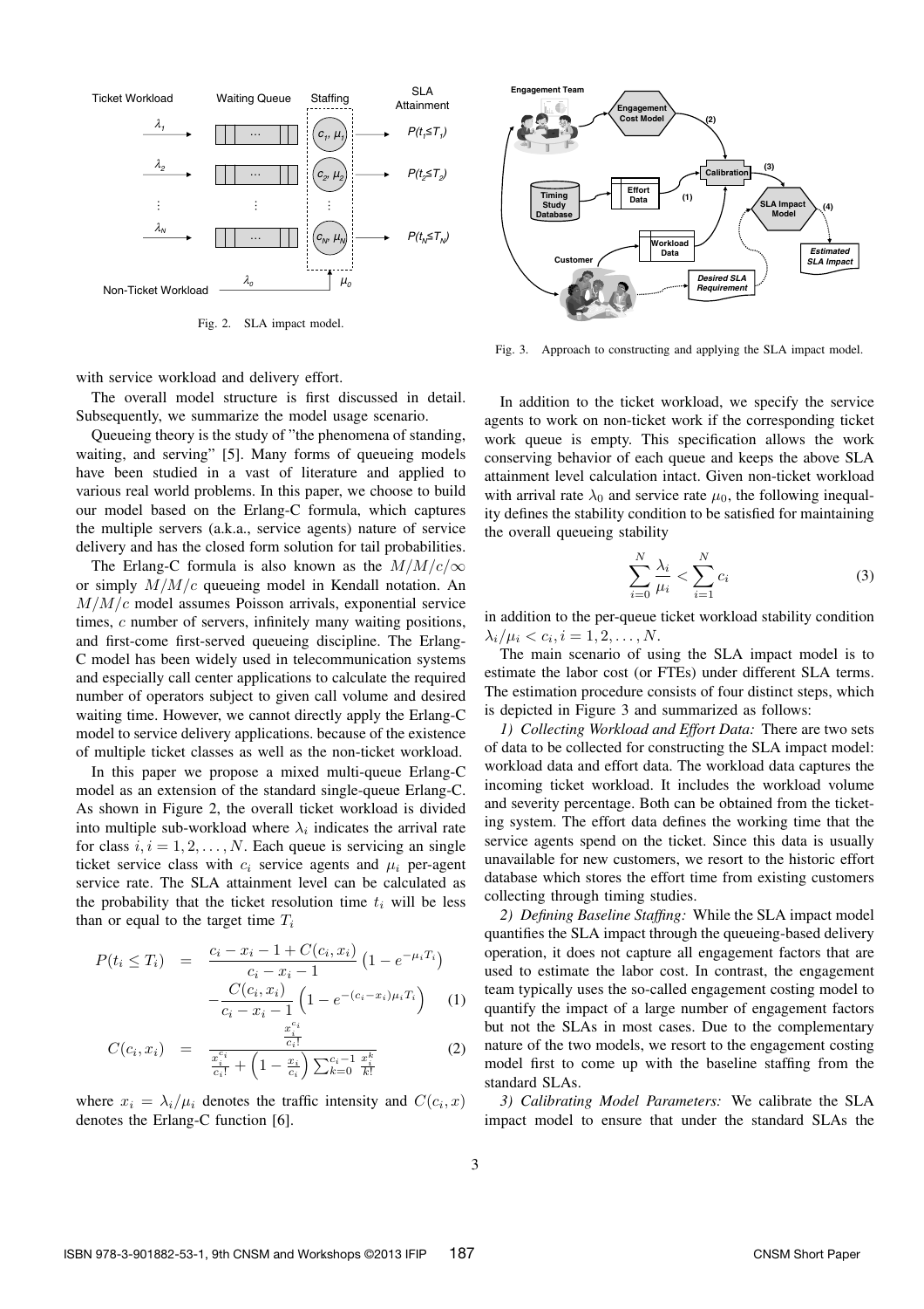Fig. 2. SLA impact model.

Fig. 3. Approach to constructing and applying the SLA impact model.

with service workload and delivery effort.

The overall model structure is first discussed in detail. Subsequently, we summarize the model usage scenario.

Queueing theory is the study of "the phenomena of standing, waiting, and serving" [5]. Many forms of queueing models have been studied in a vast of literature and applied to various real world problems. In this paper, we choose to build our model based on the Erlang-C formula, which captures the multiple servers (a.k.a., service agents) nature of service delivery and has the closed form solution for tail probabilities.

The Erlang-C formula is also known as the $M/M/c/\infty$ or simply $M/M/c$ queueing model in Kendall notation. An $M/M/c$ model assumes Poisson arrivals, exponential service times, $c$ number of servers, infinitely many waiting positions, and first-come first-served queueing discipline. The Erlang-C model has been widely used in telecommunication systems and especially call center applications to calculate the required number of operators subject to given call volume and desired waiting time. However, we cannot directly apply the Erlang-C model to service delivery applications. because of the existence of multiple ticket classes as well as the non-ticket workload.

In this paper we propose a mixed multi-queue Erlang-C model as an extension of the standard single-queue Erlang-C. As shown in Figure 2, the overall ticket workload is divided into multiple sub-workload where $\lambda_i$ indicates the arrival rate for class $i, i = 1, 2, \ldots, N$. Each queue is servicing an single ticket service class with $c_i$ service agents and $\mu_i$ per-agent service rate. The SLA attainment level can be calculated as the probability that the ticket resolution time $t_i$ will be less than or equal to the target time $T_i$

$$P(t_i \leq T_i) = \frac{c_i - x_i - 1 + C(c_i, x_i)}{c_i - x_i - 1}\left(1 - e^{-\mu_i T_i}\right) - \frac{C(c_i, x_i)}{c_i - x_i - 1}\left(1 - e^{-(c_i - x_i)\mu_i T_i}\right) \quad (1)$$

$$C(c_i, x_i) = \frac{\frac{x_i^{c_i}}{c_i!}}{\frac{x_i^{c_i}}{c_i!} + \left(1 - \frac{x_i}{c_i}\right)\sum_{k=0}^{c_i - 1}\frac{x_i^k}{k!}} \quad (2)$$

where $x_i = \lambda_i/\mu_i$ denotes the traffic intensity and $C(c_i, x)$ denotes the Erlang-C function [6].

In addition to the ticket workload, we specify the service agents to work on non-ticket work if the corresponding ticket work queue is empty. This specification allows the work conserving behavior of each queue and keeps the above SLA attainment level calculation intact. Given non-ticket workload with arrival rate $\lambda_0$ and service rate $\mu_0$, the following inequality defines the stability condition to be satisfied for maintaining the overall queueing stability

$$\sum_{i=0}^{N}\frac{\lambda_i}{\mu_i} < \sum_{i=1}^{N} c_i \quad (3)$$

in addition to the per-queue ticket workload stability condition $\lambda_i/\mu_i < c_i, i = 1, 2, \ldots, N$.

The main scenario of using the SLA impact model is to estimate the labor cost (or FTEs) under different SLA terms. The estimation procedure consists of four distinct steps, which is depicted in Figure 3 and summarized as follows:

*1) Collecting Workload and Effort Data:* There are two sets of data to be collected for constructing the SLA impact model: workload data and effort data. The workload data captures the incoming ticket workload. It includes the workload volume and severity percentage. Both can be obtained from the ticketing system. The effort data defines the working time that the service agents spend on the ticket. Since this data is usually unavailable for new customers, we resort to the historic effort database which stores the effort time from existing customers collecting through timing studies.

*2) Defining Baseline Staffing:* While the SLA impact model quantifies the SLA impact through the queueing-based delivery operation, it does not capture all engagement factors that are used to estimate the labor cost. In contrast, the engagement team typically uses the so-called engagement costing model to quantify the impact of a large number of engagement factors but not the SLAs in most cases. Due to the complementary nature of the two models, we resort to the engagement costing model first to come up with the baseline staffing from the standard SLAs.

*3) Calibrating Model Parameters:* We calibrate the SLA impact model to ensure that under the standard SLAs the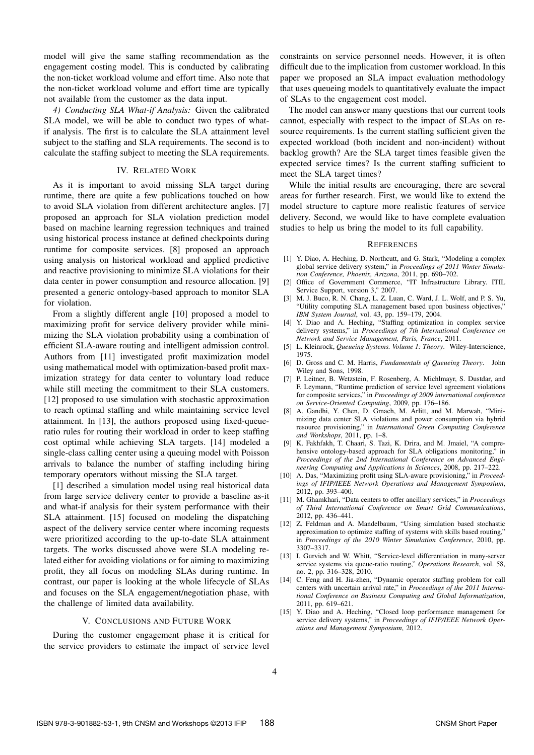model will give the same staffing recommendation as the engagement costing model. This is conducted by calibrating the non-ticket workload volume and effort time. Also note that the non-ticket workload volume and effort time are typically not available from the customer as the data input.

*4) Conducting SLA What-if Analysis:* Given the calibrated SLA model, we will be able to conduct two types of what-if analysis. The first is to calculate the SLA attainment level subject to the staffing and SLA requirements. The second is to calculate the staffing subject to meeting the SLA requirements.

## IV. Related Work

As it is important to avoid missing SLA target during runtime, there are quite a few publications touched on how to avoid SLA violation from different architecture angles. [7] proposed an approach for SLA violation prediction model based on machine learning regression techniques and trained using historical process instance at defined checkpoints during runtime for composite services. [8] proposed an approach using analysis on historical workload and applied predictive and reactive provisioning to minimize SLA violations for their data center in power consumption and resource allocation. [9] presented a generic ontology-based approach to monitor SLA for violation.

From a slightly different angle [10] proposed a model to maximizing profit for service delivery provider while minimizing the SLA violation probability using a combination of efficient SLA-aware routing and intelligent admission control. Authors from [11] investigated profit maximization model using mathematical model with optimization-based profit maximization strategy for data center to voluntary load reduce while still meeting the commitment to their SLA customers. [12] proposed to use simulation with stochastic approximation to reach optimal staffing and while maintaining service level attainment. In [13], the authors proposed using fixed-queue-ratio rules for routing their workload in order to keep staffing cost optimal while achieving SLA targets. [14] modeled a single-class calling center using a queuing model with Poisson arrivals to balance the number of staffing including hiring temporary operators without missing the SLA target.

[1] described a simulation model using real historical data from large service delivery center to provide a baseline as-it and what-if analysis for their system performance with their SLA attainment. [15] focused on modeling the dispatching aspect of the delivery service center where incoming requests were prioritized according to the up-to-date SLA attainment targets. The works discussed above were SLA modeling related either for avoiding violations or for aiming to maximizing profit, they all focus on modeling SLAs during runtime. In contrast, our paper is looking at the whole lifecycle of SLAs and focuses on the SLA engagement/negotiation phase, with the challenge of limited data availability.

## V. Conclusions and Future Work

During the customer engagement phase it is critical for the service providers to estimate the impact of service level constraints on service personnel needs. However, it is often difficult due to the implication from customer workload. In this paper we proposed an SLA impact evaluation methodology that uses queueing models to quantitatively evaluate the impact of SLAs to the engagement cost model.

The model can answer many questions that our current tools cannot, especially with respect to the impact of SLAs on resource requirements. Is the current staffing sufficient given the expected workload (both incident and non-incident) without backlog growth? Are the SLA target times feasible given the expected service times? Is the current staffing sufficient to meet the SLA target times?

While the initial results are encouraging, there are several areas for further research. First, we would like to extend the model structure to capture more realistic features of service delivery. Second, we would like to have complete evaluation studies to help us bring the model to its full capability.

## References

[1] Y. Diao, A. Heching, D. Northcutt, and G. Stark, "Modeling a complex global service delivery system," in *Proceedings of 2011 Winter Simulation Conference, Phoenix, Arizona*, 2011, pp. 690–702.

[2] Office of Government Commerce, "IT Infrastructure Library. ITIL Service Support, version 3," 2007.

[3] M. J. Buco, R. N. Chang, L. Z. Luan, C. Ward, J. L. Wolf, and P. S. Yu, "Utility computing SLA management based upon business objectives," *IBM System Journal*, vol. 43, pp. 159–179, 2004.

[4] Y. Diao and A. Heching, "Staffing optimization in complex service delivery systems," in *Proceedings of 7th International Conference on Network and Service Management, Paris, France*, 2011.

[5] L. Kleinrock, *Queueing Systems. Volume 1: Theory*. Wiley-Interscience, 1975.

[6] D. Gross and C. M. Harris, *Fundamentals of Queueing Theory*. John Wiley and Sons, 1998.

[7] P. Leitner, B. Wetzstein, F. Rosenberg, A. Michlmayr, S. Dustdar, and F. Leymann, "Runtime prediction of service level agreement violations for composite services," in *Proceedings of 2009 international conference on Service-Oriented Computing*, 2009, pp. 176–186.

[8] A. Gandhi, Y. Chen, D. Gmach, M. Arlitt, and M. Marwah, "Minimizing data center SLA violations and power consumption via hybrid resource provisioning," in *International Green Computing Conference and Workshops*, 2011, pp. 1–8.

[9] K. Fakhfakh, T. Chaari, S. Tazi, K. Drira, and M. Jmaiel, "A comprehensive ontology-based approach for SLA obligations monitoring," in *Proceedings of the 2nd International Conference on Advanced Engineering Computing and Applications in Sciences*, 2008, pp. 217–222.

[10] A. Das, "Maximizing profit using SLA-aware provisioning," in *Proceedings of IFIP/IEEE Network Operations and Management Symposium*, 2012, pp. 393–400.

[11] M. Ghamkhari, "Data centers to offer ancillary services," in *Proceedings of Third International Conference on Smart Grid Communications*, 2012, pp. 436–441.

[12] Z. Feldman and A. Mandelbaum, "Using simulation based stochastic approximation to optimize staffing of systems with skills based routing," in *Proceedings of the 2010 Winter Simulation Conference*, 2010, pp. 3307–3317.

[13] I. Gurvich and W. Whitt, "Service-level differentiation in many-server service systems via queue-ratio routing," *Operations Research*, vol. 58, no. 2, pp. 316–328, 2010.

[14] C. Feng and H. Jia-zhen, "Dynamic operator staffing problem for call centers with uncertain arrival rate," in *Proceedings of the 2011 International Conference on Business Computing and Global Informatization*, 2011, pp. 619–621.

[15] Y. Diao and A. Heching, "Closed loop performance management for service delivery systems," in *Proceedings of IFIP/IEEE Network Operations and Management Symposium*, 2012.